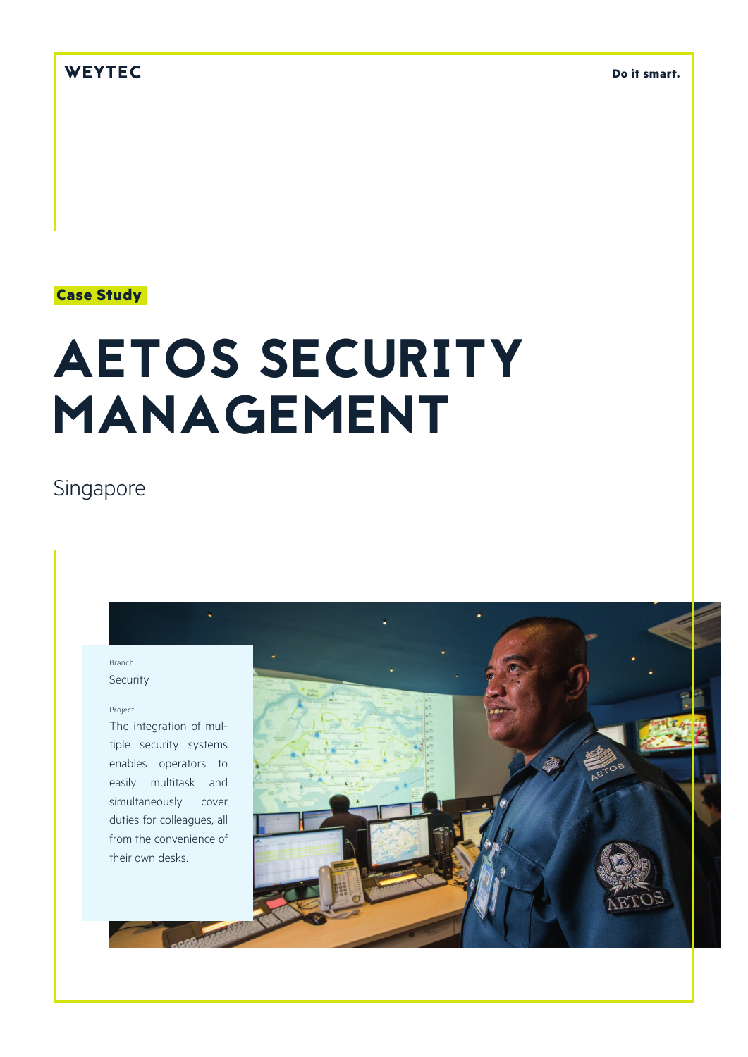WEYTEC

Do it smart.

**Case Study**

# AETOS SECURITY MANAGEMENT

Singapore

Branch

Security

Project

The integration of multiple security systems enables operators to easily multitask and simultaneously cover duties for colleagues, all from the convenience of their own desks.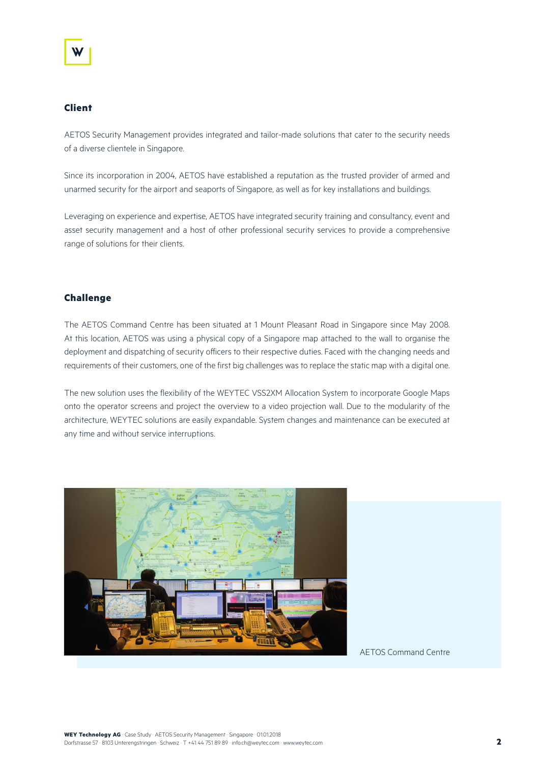## Client

AETOS Security Management provides integrated and tailor-made solutions that cater to the security needs of a diverse clientele in Singapore.

Since its incorporation in 2004, AETOS have established a reputation as the trusted provider of armed and unarmed security for the airport and seaports of Singapore, as well as for key installations and buildings.

Leveraging on experience and expertise, AETOS have integrated security training and consultancy, event and asset security management and a host of other professional security services to provide a comprehensive range of solutions for their clients.

## Challenge

The AETOS Command Centre has been situated at 1 Mount Pleasant Road in Singapore since May 2008. At this location, AETOS was using a physical copy of a Singapore map attached to the wall to organise the deployment and dispatching of security officers to their respective duties. Faced with the changing needs and requirements of their customers, one of the first big challenges was to replace the static map with a digital one.

The new solution uses the flexibility of the WEYTEC VSS2XM Allocation System to incorporate Google Maps onto the operator screens and project the overview to a video projection wall. Due to the modularity of the architecture, WEYTEC solutions are easily expandable. System changes and maintenance can be executed at any time and without service interruptions.

AETOS Command Centre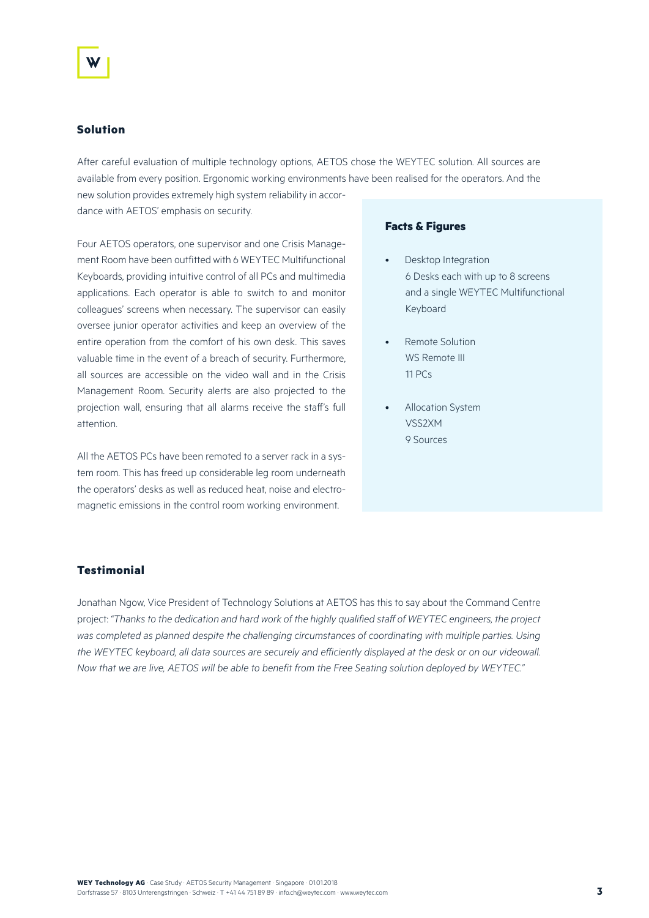## Solution

After careful evaluation of multiple technology options, AETOS chose the WEYTEC solution. All sources are available from every position. Ergonomic working environments have been realised for the operators. And the new solution provides extremely high system reliability in accordance with AETOS' emphasis on security.

Four AETOS operators, one supervisor and one Crisis Management Room have been outfitted with 6 WEYTEC Multifunctional Keyboards, providing intuitive control of all PCs and multimedia applications. Each operator is able to switch to and monitor colleagues' screens when necessary. The supervisor can easily oversee junior operator activities and keep an overview of the entire operation from the comfort of his own desk. This saves valuable time in the event of a breach of security. Furthermore, all sources are accessible on the video wall and in the Crisis Management Room. Security alerts are also projected to the projection wall, ensuring that all alarms receive the staff's full attention.

All the AETOS PCs have been remoted to a server rack in a system room. This has freed up considerable leg room underneath the operators' desks as well as reduced heat, noise and electromagnetic emissions in the control room working environment.

### Facts & Figures

- Desktop Integration
  6 Desks each with up to 8 screens and a single WEYTEC Multifunctional Keyboard
- Remote Solution
  WS Remote III
  11 PCs
- Allocation System
  VSS2XM
  9 Sources

## Testimonial

Jonathan Ngow, Vice President of Technology Solutions at AETOS has this to say about the Command Centre project: *"Thanks to the dedication and hard work of the highly qualified staff of WEYTEC engineers, the project was completed as planned despite the challenging circumstances of coordinating with multiple parties. Using the WEYTEC keyboard, all data sources are securely and efficiently displayed at the desk or on our videowall. Now that we are live, AETOS will be able to benefit from the Free Seating solution deployed by WEYTEC."*